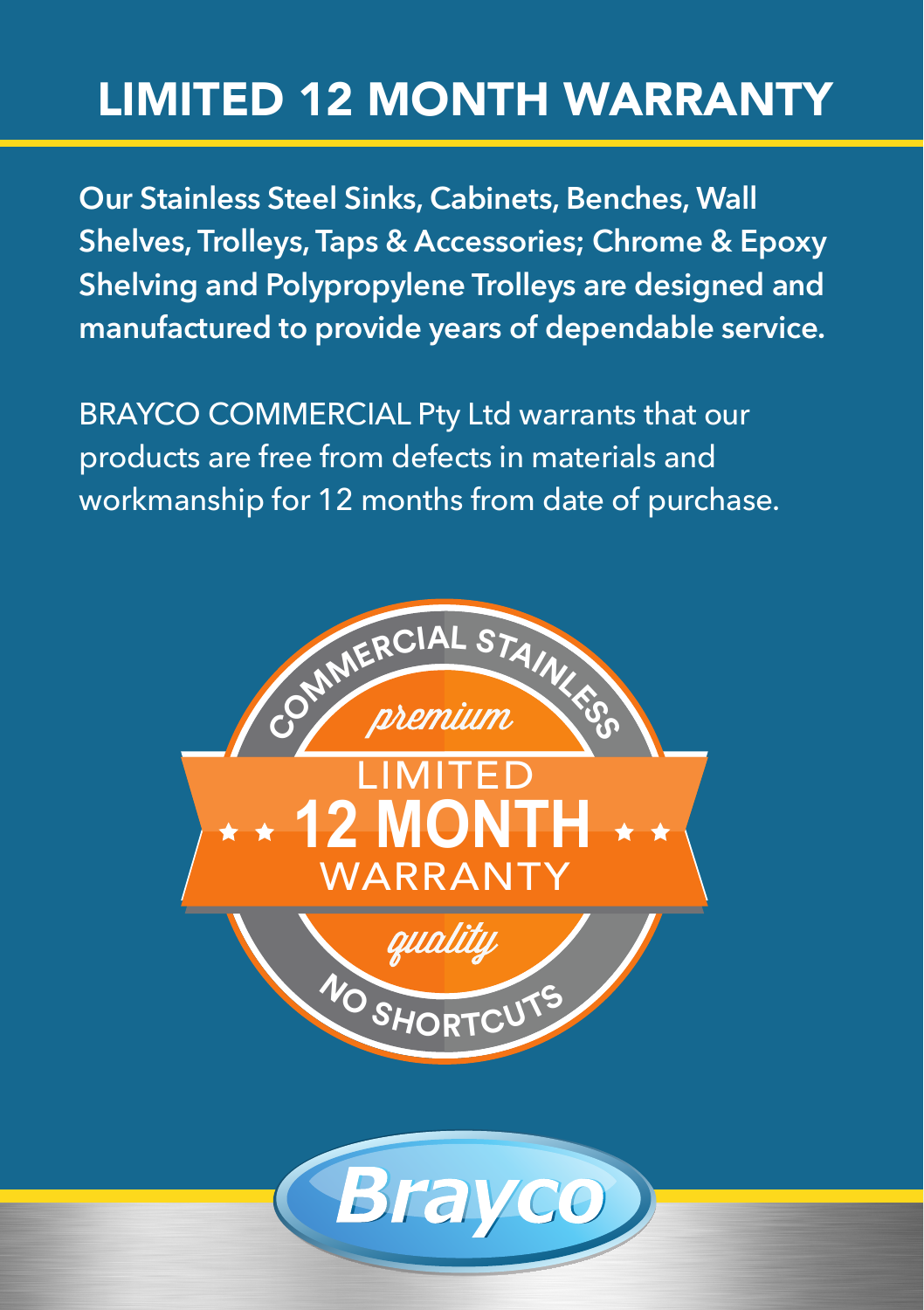# LIMITED 12 MONTH WARRANTY

**Our Stainless Steel Sinks, Cabinets, Benches, Wall Shelves, Trolleys, Taps & Accessories; Chrome & Epoxy Shelving and Polypropylene Trolleys are designed and manufactured to provide years of dependable service.**

BRAYCO COMMERCIAL Pty Ltd warrants that our products are free from defects in materials and workmanship for 12 months from date of purchase.

COMMERCIAL STAINLESS

*premium*

LIMITED
**12 MONTH**
WARRANTY

*quality*

NO SHORTCUTS

Brayco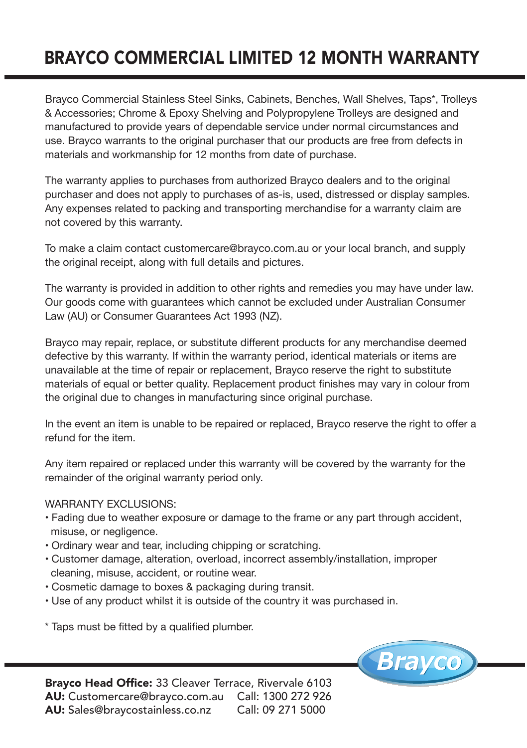# BRAYCO COMMERCIAL LIMITED 12 MONTH WARRANTY

Brayco Commercial Stainless Steel Sinks, Cabinets, Benches, Wall Shelves, Taps*, Trolleys & Accessories; Chrome & Epoxy Shelving and Polypropylene Trolleys are designed and manufactured to provide years of dependable service under normal circumstances and use. Brayco warrants to the original purchaser that our products are free from defects in materials and workmanship for 12 months from date of purchase.

The warranty applies to purchases from authorized Brayco dealers and to the original purchaser and does not apply to purchases of as-is, used, distressed or display samples. Any expenses related to packing and transporting merchandise for a warranty claim are not covered by this warranty.

To make a claim contact customercare@brayco.com.au or your local branch, and supply the original receipt, along with full details and pictures.

The warranty is provided in addition to other rights and remedies you may have under law. Our goods come with guarantees which cannot be excluded under Australian Consumer Law (AU) or Consumer Guarantees Act 1993 (NZ).

Brayco may repair, replace, or substitute different products for any merchandise deemed defective by this warranty. If within the warranty period, identical materials or items are unavailable at the time of repair or replacement, Brayco reserve the right to substitute materials of equal or better quality. Replacement product finishes may vary in colour from the original due to changes in manufacturing since original purchase.

In the event an item is unable to be repaired or replaced, Brayco reserve the right to offer a refund for the item.

Any item repaired or replaced under this warranty will be covered by the warranty for the remainder of the original warranty period only.

WARRANTY EXCLUSIONS:

- Fading due to weather exposure or damage to the frame or any part through accident, misuse, or negligence.
- Ordinary wear and tear, including chipping or scratching.
- Customer damage, alteration, overload, incorrect assembly/installation, improper cleaning, misuse, accident, or routine wear.
- Cosmetic damage to boxes & packaging during transit.
- Use of any product whilst it is outside of the country it was purchased in.

\* Taps must be fitted by a qualified plumber.

Brayco

**Brayco Head Office:** 33 Cleaver Terrace, Rivervale 6103
**AU:** Customercare@brayco.com.au Call: 1300 272 926
**AU:** Sales@braycostainless.co.nz Call: 09 271 5000